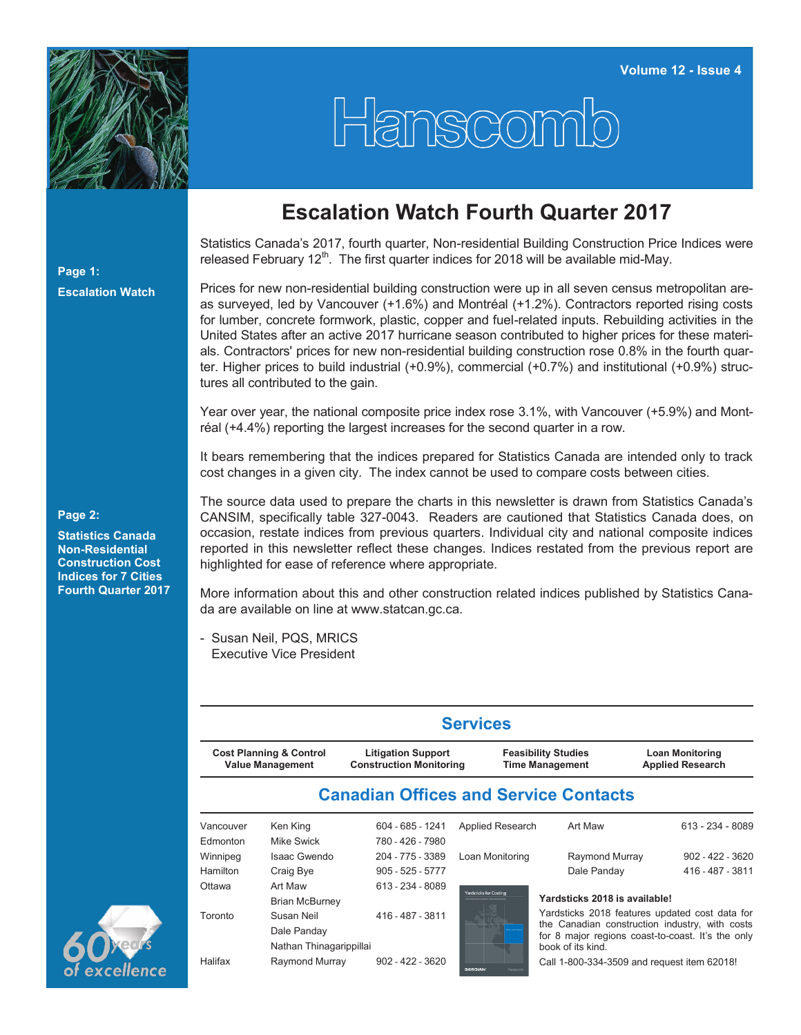Volume 12 - Issue 4

# Hanscomb

**Page 1:**

**Escalation Watch**

**Page 2:**

**Statistics Canada Non-Residential Construction Cost Indices for 7 Cities Fourth Quarter 2017**

## Escalation Watch Fourth Quarter 2017

Statistics Canada's 2017, fourth quarter, Non-residential Building Construction Price Indices were released February 12th. The first quarter indices for 2018 will be available mid-May.

Prices for new non-residential building construction were up in all seven census metropolitan areas surveyed, led by Vancouver (+1.6%) and Montréal (+1.2%). Contractors reported rising costs for lumber, concrete formwork, plastic, copper and fuel-related inputs. Rebuilding activities in the United States after an active 2017 hurricane season contributed to higher prices for these materials. Contractors' prices for new non-residential building construction rose 0.8% in the fourth quarter. Higher prices to build industrial (+0.9%), commercial (+0.7%) and institutional (+0.9%) structures all contributed to the gain.

Year over year, the national composite price index rose 3.1%, with Vancouver (+5.9%) and Montréal (+4.4%) reporting the largest increases for the second quarter in a row.

It bears remembering that the indices prepared for Statistics Canada are intended only to track cost changes in a given city. The index cannot be used to compare costs between cities.

The source data used to prepare the charts in this newsletter is drawn from Statistics Canada's CANSIM, specifically table 327-0043. Readers are cautioned that Statistics Canada does, on occasion, restate indices from previous quarters. Individual city and national composite indices reported in this newsletter reflect these changes. Indices restated from the previous report are highlighted for ease of reference where appropriate.

More information about this and other construction related indices published by Statistics Canada are available on line at www.statcan.gc.ca.

- Susan Neil, PQS, MRICS
  Executive Vice President

## Services

| | | | |
|---|---|---|---|
| **Cost Planning & Control** | **Litigation Support** | **Feasibility Studies** | **Loan Monitoring** |
| **Value Management** | **Construction Monitoring** | **Time Management** | **Applied Research** |

## Canadian Offices and Service Contacts

| Office | Contact | Phone |
|---|---|---|
| Vancouver | Ken King | 604 - 685 - 1241 |
| Edmonton | Mike Swick | 780 - 426 - 7980 |
| Winnipeg | Isaac Gwendo | 204 - 775 - 3389 |
| Hamilton | Craig Bye | 905 - 525 - 5777 |
| Ottawa | Art Maw | 613 - 234 - 8089 |
| | Brian McBurney | |
| Toronto | Susan Neil | 416 - 487 - 3811 |
| | Dale Panday | |
| | Nathan Thinagarippillai | |
| Halifax | Raymond Murray | 902 - 422 - 3620 |

| Service | Contact | Phone |
|---|---|---|
| Applied Research | Art Maw | 613 - 234 - 8089 |
| Loan Monitoring | Raymond Murray | 902 - 422 - 3620 |
| | Dale Panday | 416 - 487 - 3811 |

**Yardsticks 2018 is available!**

Yardsticks 2018 features updated cost data for the Canadian construction industry, with costs for 8 major regions coast-to-coast. It's the only book of its kind.

Call 1-800-334-3509 and request item 62018!

60 years of excellence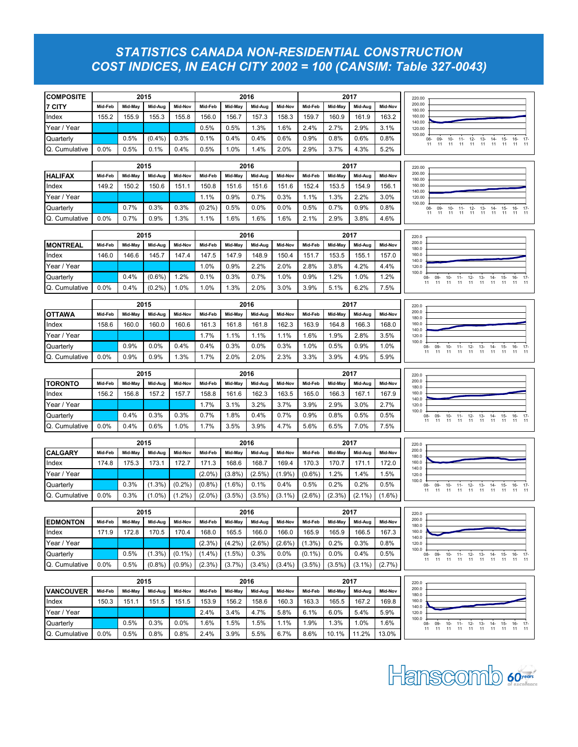# STATISTICS CANADA NON-RESIDENTIAL CONSTRUCTION COST INDICES, IN EACH CITY 2002 = 100 (CANSIM: Table 327-0043)

| COMPOSITE | 2015 | | | | 2016 | | | | 2017 | | | |
|---|---|---|---|---|---|---|---|---|---|---|---|---|
| 7 CITY | Mid-Feb | Mid-May | Mid-Aug | Mid-Nov | Mid-Feb | Mid-May | Mid-Aug | Mid-Nov | Mid-Feb | Mid-May | Mid-Aug | Mid-Nov |
| Index | 155.2 | 155.9 | 155.3 | 155.8 | 156.0 | 156.7 | 157.3 | 158.3 | 159.7 | 160.9 | 161.9 | 163.2 |
| Year / Year | | | | | 0.5% | 0.5% | 1.3% | 1.6% | 2.4% | 2.7% | 2.9% | 3.1% |
| Quarterly | | 0.5% | (0.4%) | 0.3% | 0.1% | 0.4% | 0.4% | 0.6% | 0.9% | 0.8% | 0.6% | 0.8% |
| Q. Cumulative | 0.0% | 0.5% | 0.1% | 0.4% | 0.5% | 1.0% | 1.4% | 2.0% | 2.9% | 3.7% | 4.3% | 5.2% |

220.00
200.00
180.00
160.00
140.00
120.00
100.00
08-11 09-11 10-11 11-11 12-11 13-11 14-11 15-11 16-11 17-11

| HALIFAX | 2015 | | | | 2016 | | | | 2017 | | | |
|---|---|---|---|---|---|---|---|---|---|---|---|---|
| | Mid-Feb | Mid-May | Mid-Aug | Mid-Nov | Mid-Feb | Mid-May | Mid-Aug | Mid-Nov | Mid-Feb | Mid-May | Mid-Aug | Mid-Nov |
| Index | 149.2 | 150.2 | 150.6 | 151.1 | 150.8 | 151.6 | 151.6 | 151.6 | 152.4 | 153.5 | 154.9 | 156.1 |
| Year / Year | | | | | 1.1% | 0.9% | 0.7% | 0.3% | 1.1% | 1.3% | 2.2% | 3.0% |
| Quarterly | | 0.7% | 0.3% | 0.3% | (0.2%) | 0.5% | 0.0% | 0.0% | 0.5% | 0.7% | 0.9% | 0.8% |
| Q. Cumulative | 0.0% | 0.7% | 0.9% | 1.3% | 1.1% | 1.6% | 1.6% | 1.6% | 2.1% | 2.9% | 3.8% | 4.6% |

220.00
200.00
180.00
160.00
140.00
120.00
100.00
08-11 09-11 10-11 11-11 12-11 13-11 14-11 15-11 16-11 17-11

| MONTREAL | 2015 | | | | 2016 | | | | 2017 | | | |
|---|---|---|---|---|---|---|---|---|---|---|---|---|
| | Mid-Feb | Mid-May | Mid-Aug | Mid-Nov | Mid-Feb | Mid-May | Mid-Aug | Mid-Nov | Mid-Feb | Mid-May | Mid-Aug | Mid-Nov |
| Index | 146.0 | 146.6 | 145.7 | 147.4 | 147.5 | 147.9 | 148.9 | 150.4 | 151.7 | 153.5 | 155.1 | 157.0 |
| Year / Year | | | | | 1.0% | 0.9% | 2.2% | 2.0% | 2.8% | 3.8% | 4.2% | 4.4% |
| Quarterly | | 0.4% | (0.6%) | 1.2% | 0.1% | 0.3% | 0.7% | 1.0% | 0.9% | 1.2% | 1.0% | 1.2% |
| Q. Cumulative | 0.0% | 0.4% | (0.2%) | 1.0% | 1.0% | 1.3% | 2.0% | 3.0% | 3.9% | 5.1% | 6.2% | 7.5% |

220.0
200.0
180.0
160.0
140.0
120.0
100.0
08-11 09-11 10-11 11-11 12-11 13-11 14-11 15-11 16-11 17-11

| OTTAWA | 2015 | | | | 2016 | | | | 2017 | | | |
|---|---|---|---|---|---|---|---|---|---|---|---|---|
| | Mid-Feb | Mid-May | Mid-Aug | Mid-Nov | Mid-Feb | Mid-May | Mid-Aug | Mid-Nov | Mid-Feb | Mid-May | Mid-Aug | Mid-Nov |
| Index | 158.6 | 160.0 | 160.0 | 160.6 | 161.3 | 161.8 | 161.8 | 162.3 | 163.9 | 164.8 | 166.3 | 168.0 |
| Year / Year | | | | | 1.7% | 1.1% | 1.1% | 1.1% | 1.6% | 1.9% | 2.8% | 3.5% |
| Quarterly | | 0.9% | 0.0% | 0.4% | 0.4% | 0.3% | 0.0% | 0.3% | 1.0% | 0.5% | 0.9% | 1.0% |
| Q. Cumulative | 0.0% | 0.9% | 0.9% | 1.3% | 1.7% | 2.0% | 2.0% | 2.3% | 3.3% | 3.9% | 4.9% | 5.9% |

220.0
200.0
180.0
160.0
140.0
120.0
100.0
08-11 09-11 10-11 11-11 12-11 13-11 14-11 15-11 16-11 17-11

| TORONTO | 2015 | | | | 2016 | | | | 2017 | | | |
|---|---|---|---|---|---|---|---|---|---|---|---|---|
| | Mid-Feb | Mid-May | Mid-Aug | Mid-Nov | Mid-Feb | Mid-May | Mid-Aug | Mid-Nov | Mid-Feb | Mid-May | Mid-Aug | Mid-Nov |
| Index | 156.2 | 156.8 | 157.2 | 157.7 | 158.8 | 161.6 | 162.3 | 163.5 | 165.0 | 166.3 | 167.1 | 167.9 |
| Year / Year | | | | | 1.7% | 3.1% | 3.2% | 3.7% | 3.9% | 2.9% | 3.0% | 2.7% |
| Quarterly | | 0.4% | 0.3% | 0.3% | 0.7% | 1.8% | 0.4% | 0.7% | 0.9% | 0.8% | 0.5% | 0.5% |
| Q. Cumulative | 0.0% | 0.4% | 0.6% | 1.0% | 1.7% | 3.5% | 3.9% | 4.7% | 5.6% | 6.5% | 7.0% | 7.5% |

220.0
200.0
180.0
160.0
140.0
120.0
100.0
08-11 09-11 10-11 11-11 12-11 13-11 14-11 15-11 16-11 17-11

| CALGARY | 2015 | | | | 2016 | | | | 2017 | | | |
|---|---|---|---|---|---|---|---|---|---|---|---|---|
| | Mid-Feb | Mid-May | Mid-Aug | Mid-Nov | Mid-Feb | Mid-May | Mid-Aug | Mid-Nov | Mid-Feb | Mid-May | Mid-Aug | Mid-Nov |
| Index | 174.8 | 175.3 | 173.1 | 172.7 | 171.3 | 168.6 | 168.7 | 169.4 | 170.3 | 170.7 | 171.1 | 172.0 |
| Year / Year | | | | | (2.0%) | (3.8%) | (2.5%) | (1.9%) | (0.6%) | 1.2% | 1.4% | 1.5% |
| Quarterly | | 0.3% | (1.3%) | (0.2%) | (0.8%) | (1.6%) | 0.1% | 0.4% | 0.5% | 0.2% | 0.2% | 0.5% |
| Q. Cumulative | 0.0% | 0.3% | (1.0%) | (1.2%) | (2.0%) | (3.5%) | (3.5%) | (3.1%) | (2.6%) | (2.3%) | (2.1%) | (1.6%) |

220.0
200.0
180.0
160.0
140.0
120.0
100.0
08-11 09-11 10-11 11-11 12-11 13-11 14-11 15-11 16-11 17-11

| EDMONTON | 2015 | | | | 2016 | | | | 2017 | | | |
|---|---|---|---|---|---|---|---|---|---|---|---|---|
| | Mid-Feb | Mid-May | Mid-Aug | Mid-Nov | Mid-Feb | Mid-May | Mid-Aug | Mid-Nov | Mid-Feb | Mid-May | Mid-Aug | Mid-Nov |
| Index | 171.9 | 172.8 | 170.5 | 170.4 | 168.0 | 165.5 | 166.0 | 166.0 | 165.9 | 165.9 | 166.5 | 167.3 |
| Year / Year | | | | | (2.3%) | (4.2%) | (2.6%) | (2.6%) | (1.3%) | 0.2% | 0.3% | 0.8% |
| Quarterly | | 0.5% | (1.3%) | (0.1%) | (1.4%) | (1.5%) | 0.3% | 0.0% | (0.1%) | 0.0% | 0.4% | 0.5% |
| Q. Cumulative | 0.0% | 0.5% | (0.8%) | (0.9%) | (2.3%) | (3.7%) | (3.4%) | (3.4%) | (3.5%) | (3.5%) | (3.1%) | (2.7%) |

220.0
200.0
180.0
160.0
140.0
120.0
100.0
08-11 09-11 10-11 11-11 12-11 13-11 14-11 15-11 16-11 17-11

| VANCOUVER | 2015 | | | | 2016 | | | | 2017 | | | |
|---|---|---|---|---|---|---|---|---|---|---|---|---|
| | Mid-Feb | Mid-May | Mid-Aug | Mid-Nov | Mid-Feb | Mid-May | Mid-Aug | Mid-Nov | Mid-Feb | Mid-May | Mid-Aug | Mid-Nov |
| Index | 150.3 | 151.1 | 151.5 | 151.5 | 153.9 | 156.2 | 158.6 | 160.3 | 163.3 | 165.5 | 167.2 | 169.8 |
| Year / Year | | | | | 2.4% | 3.4% | 4.7% | 5.8% | 6.1% | 6.0% | 5.4% | 5.9% |
| Quarterly | | 0.5% | 0.3% | 0.0% | 1.6% | 1.5% | 1.5% | 1.1% | 1.9% | 1.3% | 1.0% | 1.6% |
| Q. Cumulative | 0.0% | 0.5% | 0.8% | 0.8% | 2.4% | 3.9% | 5.5% | 6.7% | 8.6% | 10.1% | 11.2% | 13.0% |

220.0
200.0
180.0
160.0
140.0
120.0
100.0
08-11 09-11 10-11 11-11 12-11 13-11 14-11 15-11 16-11 17-11

Hanscomb 60 years of excellence